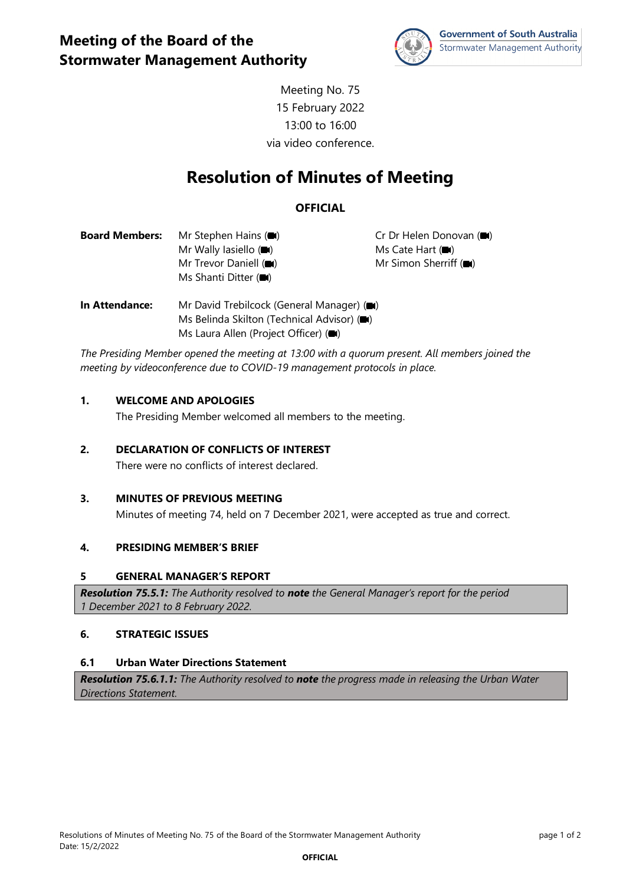# Meeting of the Board of the Stormwater Management Authority

Government of South Australia
Stormwater Management Authority

Meeting No. 75
15 February 2022
13:00 to 16:00
via video conference.

## Resolution of Minutes of Meeting

**OFFICIAL**

**Board Members:** Mr Stephen Hains (■)
Mr Wally Iasiello (■)
Mr Trevor Daniell (■)
Ms Shanti Ditter (■)
Cr Dr Helen Donovan (■)
Ms Cate Hart (■)
Mr Simon Sherriff (■)

**In Attendance:** Mr David Trebilcock (General Manager) (■)
Ms Belinda Skilton (Technical Advisor) (■)
Ms Laura Allen (Project Officer) (■)

*The Presiding Member opened the meeting at 13:00 with a quorum present. All members joined the meeting by videoconference due to COVID-19 management protocols in place.*

### 1. WELCOME AND APOLOGIES

The Presiding Member welcomed all members to the meeting.

### 2. DECLARATION OF CONFLICTS OF INTEREST

There were no conflicts of interest declared.

### 3. MINUTES OF PREVIOUS MEETING

Minutes of meeting 74, held on 7 December 2021, were accepted as true and correct.

### 4. PRESIDING MEMBER'S BRIEF

### 5 GENERAL MANAGER'S REPORT

***Resolution 75.5.1:*** *The Authority resolved to **note** the General Manager's report for the period 1 December 2021 to 8 February 2022.*

### 6. STRATEGIC ISSUES

### 6.1 Urban Water Directions Statement

***Resolution 75.6.1.1:*** *The Authority resolved to **note** the progress made in releasing the Urban Water Directions Statement.*

**OFFICIAL**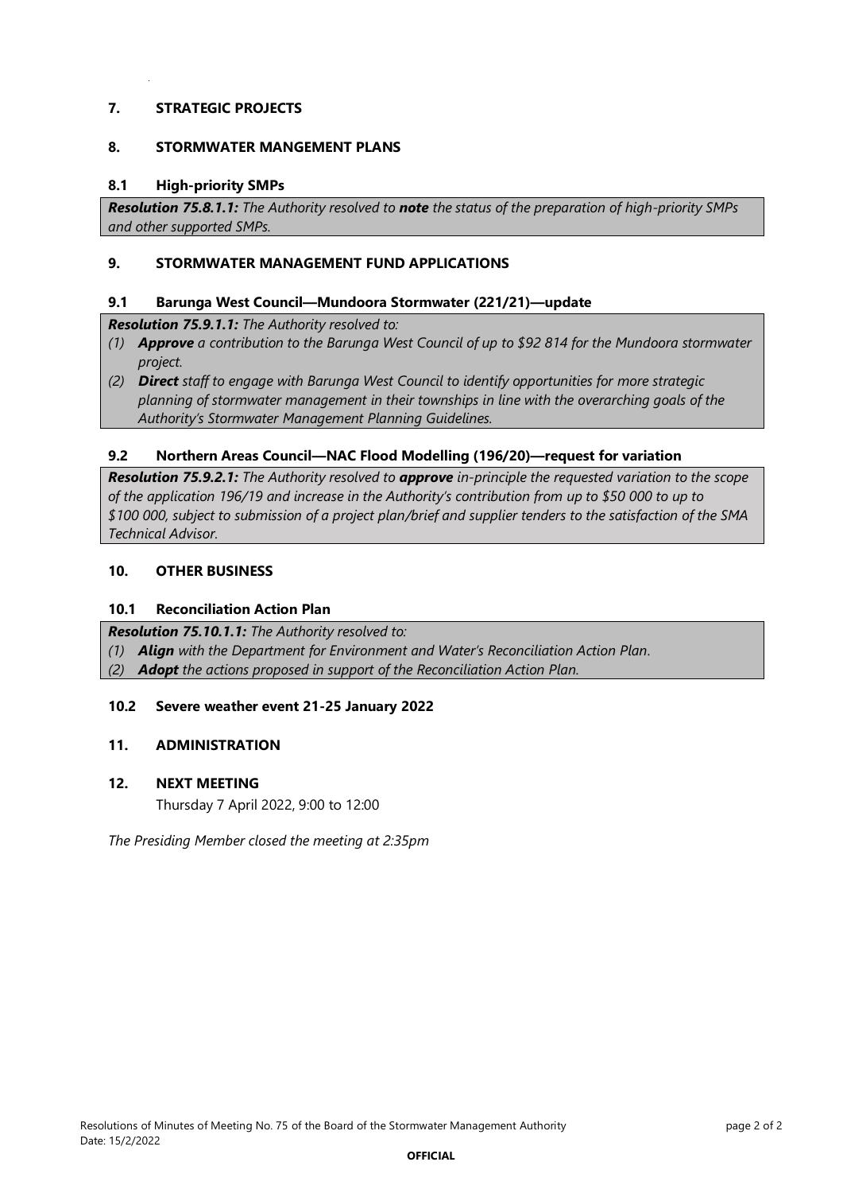## 7. STRATEGIC PROJECTS

## 8. STORMWATER MANGEMENT PLANS

### 8.1 High-priority SMPs

***Resolution 75.8.1.1:*** *The Authority resolved to* ***note*** *the status of the preparation of high-priority SMPs and other supported SMPs.*

## 9. STORMWATER MANAGEMENT FUND APPLICATIONS

### 9.1 Barunga West Council—Mundoora Stormwater (221/21)—update

***Resolution 75.9.1.1:*** *The Authority resolved to:*

*(1)* ***Approve*** *a contribution to the Barunga West Council of up to $92 814 for the Mundoora stormwater project.*

*(2)* ***Direct*** *staff to engage with Barunga West Council to identify opportunities for more strategic planning of stormwater management in their townships in line with the overarching goals of the Authority's Stormwater Management Planning Guidelines.*

### 9.2 Northern Areas Council—NAC Flood Modelling (196/20)—request for variation

***Resolution 75.9.2.1:*** *The Authority resolved to* ***approve*** *in-principle the requested variation to the scope of the application 196/19 and increase in the Authority's contribution from up to $50 000 to up to $100 000, subject to submission of a project plan/brief and supplier tenders to the satisfaction of the SMA Technical Advisor.*

## 10. OTHER BUSINESS

### 10.1 Reconciliation Action Plan

***Resolution 75.10.1.1:*** *The Authority resolved to:*

*(1)* ***Align*** *with the Department for Environment and Water's Reconciliation Action Plan.*

*(2)* ***Adopt*** *the actions proposed in support of the Reconciliation Action Plan.*

### 10.2 Severe weather event 21-25 January 2022

## 11. ADMINISTRATION

## 12. NEXT MEETING

Thursday 7 April 2022, 9:00 to 12:00

*The Presiding Member closed the meeting at 2:35pm*